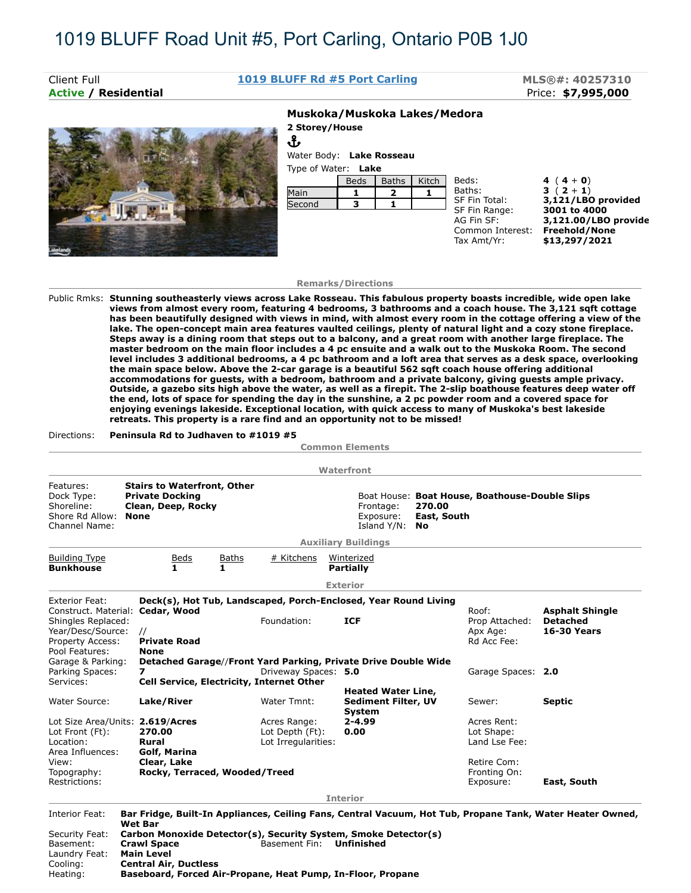# 1019 BLUFF Road Unit #5, Port Carling, Ontario P0B 1J0

Client Full **1019 BLUFF Rd #5 Port Carling** **MLS®#: 40257310**

**Active / Residential** Price: **$7,995,000**

**Muskoka/Muskoka Lakes/Medora**

**2 Storey/House**

⚓

Water Body: **Lake Rosseau**

Type of Water: **Lake**

| | Beds | Baths | Kitch |
|---|---|---|---|
| Main | 1 | 2 | 1 |
| Second | 3 | 1 | |

Beds: **4 (4 + 0)**
Baths: **3 (2 + 1)**
SF Fin Total: **3,121/LBO provided**
SF Fin Range: **3001 to 4000**
AG Fin SF: **3,121.00/LBO provide**
Common Interest: **Freehold/None**
Tax Amt/Yr: **$13,297/2021**

## Remarks/Directions

Public Rmks: **Stunning southeasterly views across Lake Rosseau. This fabulous property boasts incredible, wide open lake views from almost every room, featuring 4 bedrooms, 3 bathrooms and a coach house. The 3,121 sqft cottage has been beautifully designed with views in mind, with almost every room in the cottage offering a view of the lake. The open-concept main area features vaulted ceilings, plenty of natural light and a cozy stone fireplace. Steps away is a dining room that steps out to a balcony, and a great room with another large fireplace. The master bedroom on the main floor includes a 4 pc ensuite and a walk out to the Muskoka Room. The second level includes 3 additional bedrooms, a 4 pc bathroom and a loft area that serves as a desk space, overlooking the main space below. Above the 2-car garage is a beautiful 562 sqft coach house offering additional accommodations for guests, with a bedroom, bathroom and a private balcony, giving guests ample privacy. Outside, a gazebo sits high above the water, as well as a firepit. The 2-slip boathouse features deep water off the end, lots of space for spending the day in the sunshine, a 2 pc powder room and a covered space for enjoying evenings lakeside. Exceptional location, with quick access to many of Muskoka's best lakeside retreats. This property is a rare find and an opportunity not to be missed!**

Directions: **Peninsula Rd to Judhaven to #1019 #5**

## Common Elements

## Waterfront

Features: **Stairs to Waterfront, Other**
Dock Type: **Private Docking**
Shoreline: **Clean, Deep, Rocky**
Shore Rd Allow: **None**
Channel Name:

Boat House: **Boat House, Boathouse-Double Slips**
Frontage: **270.00**
Exposure: **East, South**
Island Y/N: **No**

## Auxiliary Buildings

| Building Type | Beds | Baths | # Kitchens | Winterized |
|---|---|---|---|---|
| **Bunkhouse** | **1** | **1** | | **Partially** |

## Exterior

Exterior Feat: **Deck(s), Hot Tub, Landscaped, Porch-Enclosed, Year Round Living**
Construct. Material: **Cedar, Wood**
Shingles Replaced:
Year/Desc/Source: //
Property Access: **Private Road**
Pool Features: **None**
Garage & Parking: **Detached Garage//Front Yard Parking, Private Drive Double Wide**
Parking Spaces: **7**
Services: **Cell Service, Electricity, Internet Other**
Water Source: **Lake/River**
Lot Size Area/Units: **2.619/Acres**
Lot Front (Ft): **270.00**
Location: **Rural**
Area Influences: **Golf, Marina**
View: **Clear, Lake**
Topography: **Rocky, Terraced, Wooded/Treed**
Restrictions:

Foundation: **ICF**
Driveway Spaces: **5.0**
Water Tmnt: **Heated Water Line, Sediment Filter, UV System**
Acres Range: **2-4.99**
Lot Depth (Ft): **0.00**
Lot Irregularities:

Roof: **Asphalt Shingle**
Prop Attached: **Detached**
Apx Age: **16-30 Years**
Rd Acc Fee:
Garage Spaces: **2.0**
Sewer: **Septic**
Acres Rent:
Lot Shape:
Land Lse Fee:
Retire Com:
Fronting On:
Exposure: **East, South**

## Interior

Interior Feat: **Bar Fridge, Built-In Appliances, Ceiling Fans, Central Vacuum, Hot Tub, Propane Tank, Water Heater Owned, Wet Bar**
Security Feat: **Carbon Monoxide Detector(s), Security System, Smoke Detector(s)**
Basement: **Crawl Space** Basement Fin: **Unfinished**
Laundry Feat: **Main Level**
Cooling: **Central Air, Ductless**
Heating: **Baseboard, Forced Air-Propane, Heat Pump, In-Floor, Propane**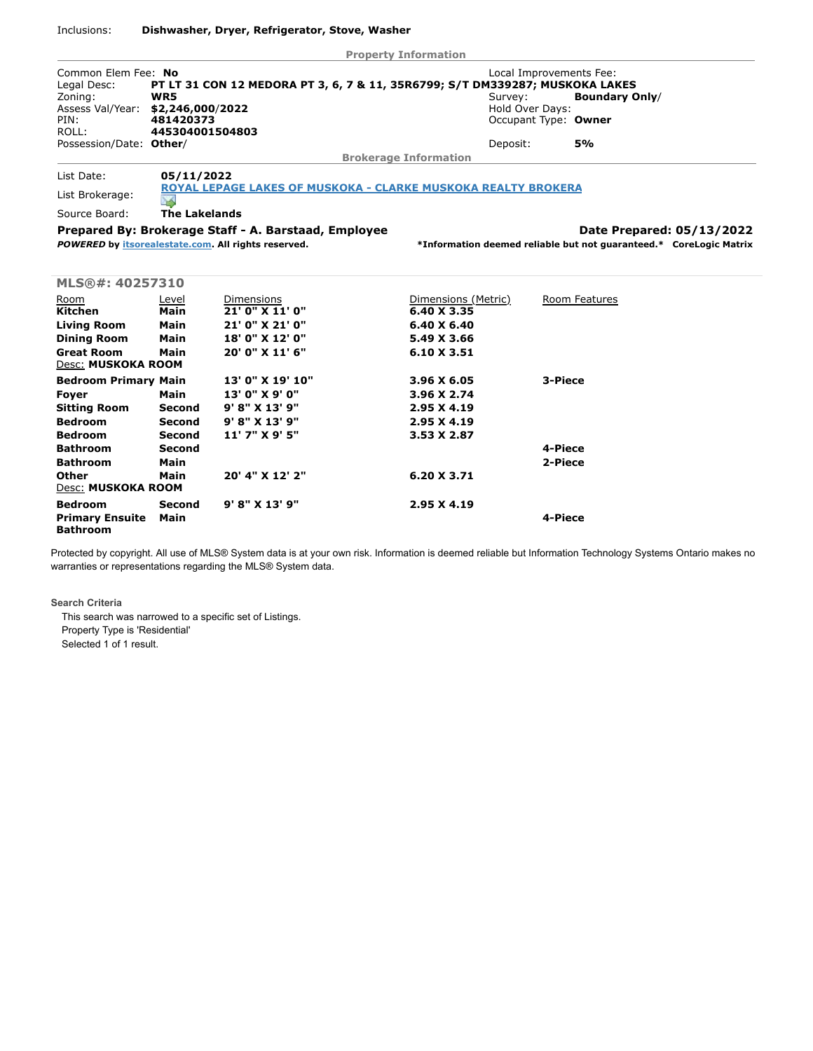Inclusions: **Dishwasher, Dryer, Refrigerator, Stove, Washer**

## Property Information

| | | | |
|---|---|---|---|
| Common Elem Fee: | **No** | Local Improvements Fee: | |
| Legal Desc: | **PT LT 31 CON 12 MEDORA PT 3, 6, 7 & 11, 35R6799; S/T DM339287; MUSKOKA LAKES** | | |
| Zoning: | **WR5** | Survey: | **Boundary Only**/ |
| Assess Val/Year: | **$2,246,000/2022** | Hold Over Days: | |
| PIN: | **481420373** | Occupant Type: | **Owner** |
| ROLL: | **445304001504803** | | |
| Possession/Date: | **Other**/ | Deposit: | **5%** |

## Brokerage Information

List Date: **05/11/2022**

List Brokerage: **ROYAL LEPAGE LAKES OF MUSKOKA - CLARKE MUSKOKA REALTY BROKERA**

Source Board: **The Lakelands**

**Prepared By: Brokerage Staff - A. Barstaad, Employee** **Date Prepared: 05/13/2022**

***POWERED* by itsorealestate.com. All rights reserved.** ***Information deemed reliable but not guaranteed.*** **CoreLogic Matrix**

## MLS®#: 40257310

| Room | Level | Dimensions | Dimensions (Metric) | Room Features |
|---|---|---|---|---|
| **Kitchen** | **Main** | **21' 0" X 11' 0"** | **6.40 X 3.35** | |
| **Living Room** | **Main** | **21' 0" X 21' 0"** | **6.40 X 6.40** | |
| **Dining Room** | **Main** | **18' 0" X 12' 0"** | **5.49 X 3.66** | |
| **Great Room** Desc: **MUSKOKA ROOM** | **Main** | **20' 0" X 11' 6"** | **6.10 X 3.51** | |
| **Bedroom Primary** | **Main** | **13' 0" X 19' 10"** | **3.96 X 6.05** | **3-Piece** |
| **Foyer** | **Main** | **13' 0" X 9' 0"** | **3.96 X 2.74** | |
| **Sitting Room** | **Second** | **9' 8" X 13' 9"** | **2.95 X 4.19** | |
| **Bedroom** | **Second** | **9' 8" X 13' 9"** | **2.95 X 4.19** | |
| **Bedroom** | **Second** | **11' 7" X 9' 5"** | **3.53 X 2.87** | |
| **Bathroom** | **Second** | | | **4-Piece** |
| **Bathroom** | **Main** | | | **2-Piece** |
| **Other** Desc: **MUSKOKA ROOM** | **Main** | **20' 4" X 12' 2"** | **6.20 X 3.71** | |
| **Bedroom** | **Second** | **9' 8" X 13' 9"** | **2.95 X 4.19** | |
| **Primary Ensuite Bathroom** | **Main** | | | **4-Piece** |

Protected by copyright. All use of MLS® System data is at your own risk. Information is deemed reliable but Information Technology Systems Ontario makes no warranties or representations regarding the MLS® System data.

**Search Criteria**

This search was narrowed to a specific set of Listings.
Property Type is 'Residential'
Selected 1 of 1 result.